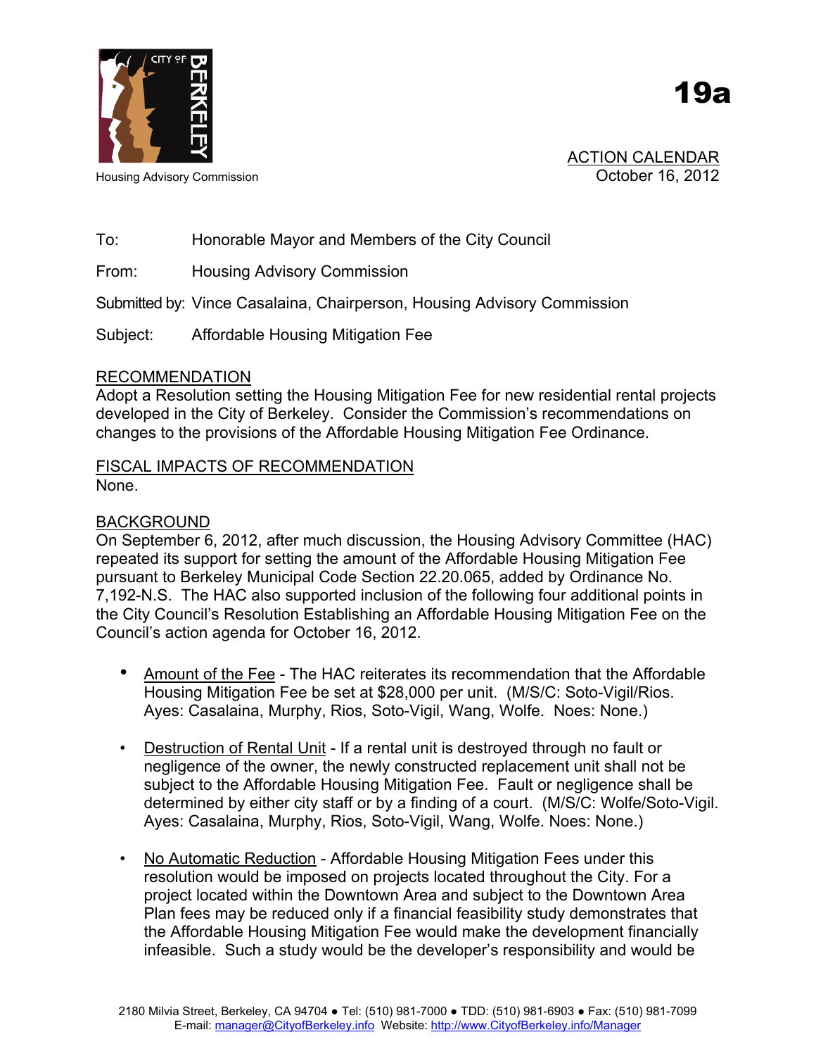Housing Advisory Commission

# 19a

ACTION CALENDAR
October 16, 2012

To: Honorable Mayor and Members of the City Council

From: Housing Advisory Commission

Submitted by: Vince Casalaina, Chairperson, Housing Advisory Commission

Subject: Affordable Housing Mitigation Fee

## RECOMMENDATION

Adopt a Resolution setting the Housing Mitigation Fee for new residential rental projects developed in the City of Berkeley. Consider the Commission's recommendations on changes to the provisions of the Affordable Housing Mitigation Fee Ordinance.

## FISCAL IMPACTS OF RECOMMENDATION

None.

## BACKGROUND

On September 6, 2012, after much discussion, the Housing Advisory Committee (HAC) repeated its support for setting the amount of the Affordable Housing Mitigation Fee pursuant to Berkeley Municipal Code Section 22.20.065, added by Ordinance No. 7,192-N.S. The HAC also supported inclusion of the following four additional points in the City Council's Resolution Establishing an Affordable Housing Mitigation Fee on the Council's action agenda for October 16, 2012.

- Amount of the Fee - The HAC reiterates its recommendation that the Affordable Housing Mitigation Fee be set at $28,000 per unit. (M/S/C: Soto-Vigil/Rios. Ayes: Casalaina, Murphy, Rios, Soto-Vigil, Wang, Wolfe. Noes: None.)

- Destruction of Rental Unit - If a rental unit is destroyed through no fault or negligence of the owner, the newly constructed replacement unit shall not be subject to the Affordable Housing Mitigation Fee. Fault or negligence shall be determined by either city staff or by a finding of a court. (M/S/C: Wolfe/Soto-Vigil. Ayes: Casalaina, Murphy, Rios, Soto-Vigil, Wang, Wolfe. Noes: None.)

- No Automatic Reduction - Affordable Housing Mitigation Fees under this resolution would be imposed on projects located throughout the City. For a project located within the Downtown Area and subject to the Downtown Area Plan fees may be reduced only if a financial feasibility study demonstrates that the Affordable Housing Mitigation Fee would make the development financially infeasible. Such a study would be the developer's responsibility and would be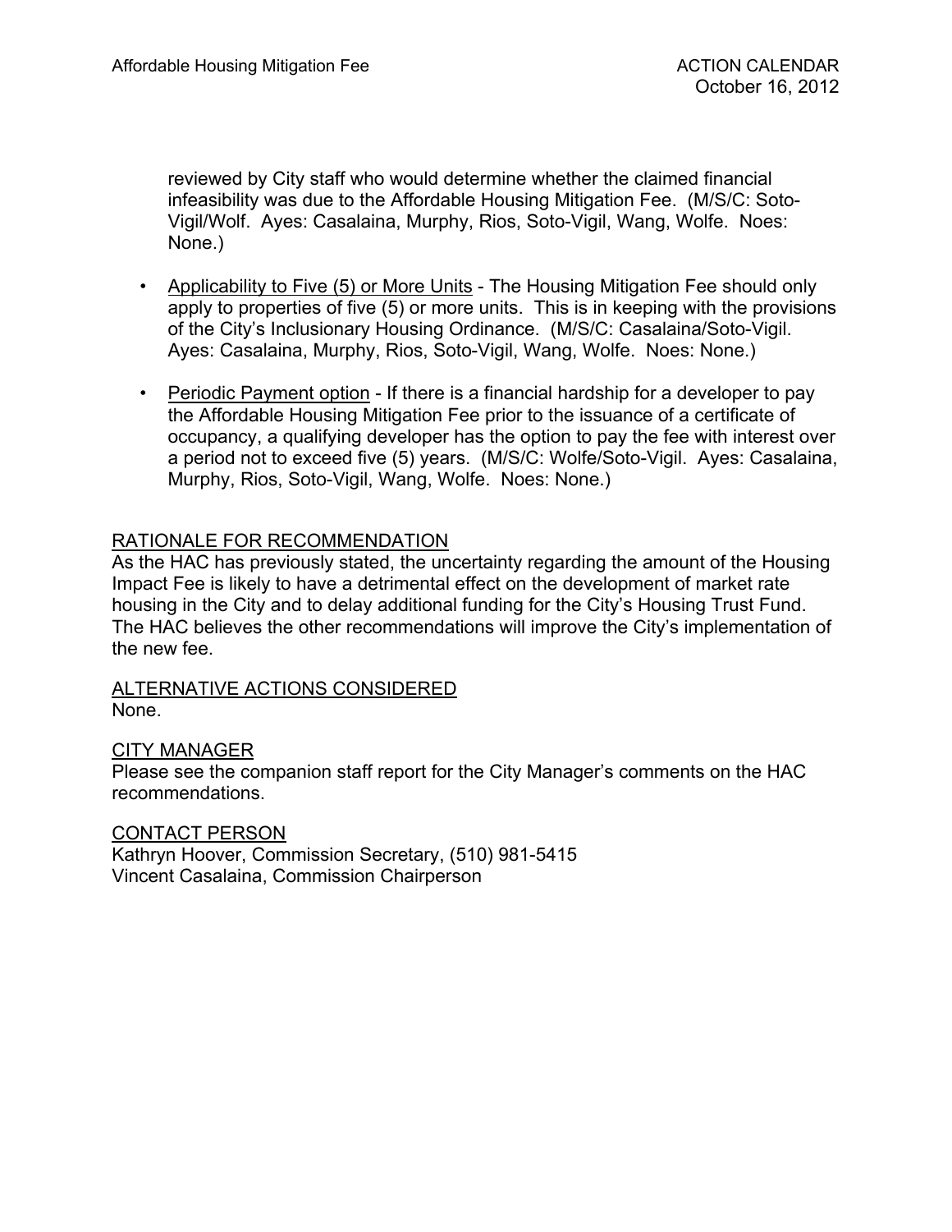reviewed by City staff who would determine whether the claimed financial infeasibility was due to the Affordable Housing Mitigation Fee. (M/S/C: Soto-Vigil/Wolf. Ayes: Casalaina, Murphy, Rios, Soto-Vigil, Wang, Wolfe. Noes: None.)

- Applicability to Five (5) or More Units - The Housing Mitigation Fee should only apply to properties of five (5) or more units. This is in keeping with the provisions of the City's Inclusionary Housing Ordinance. (M/S/C: Casalaina/Soto-Vigil. Ayes: Casalaina, Murphy, Rios, Soto-Vigil, Wang, Wolfe. Noes: None.)
- Periodic Payment option - If there is a financial hardship for a developer to pay the Affordable Housing Mitigation Fee prior to the issuance of a certificate of occupancy, a qualifying developer has the option to pay the fee with interest over a period not to exceed five (5) years. (M/S/C: Wolfe/Soto-Vigil. Ayes: Casalaina, Murphy, Rios, Soto-Vigil, Wang, Wolfe. Noes: None.)

## RATIONALE FOR RECOMMENDATION

As the HAC has previously stated, the uncertainty regarding the amount of the Housing Impact Fee is likely to have a detrimental effect on the development of market rate housing in the City and to delay additional funding for the City's Housing Trust Fund. The HAC believes the other recommendations will improve the City's implementation of the new fee.

## ALTERNATIVE ACTIONS CONSIDERED

None.

## CITY MANAGER

Please see the companion staff report for the City Manager's comments on the HAC recommendations.

## CONTACT PERSON

Kathryn Hoover, Commission Secretary, (510) 981-5415
Vincent Casalaina, Commission Chairperson